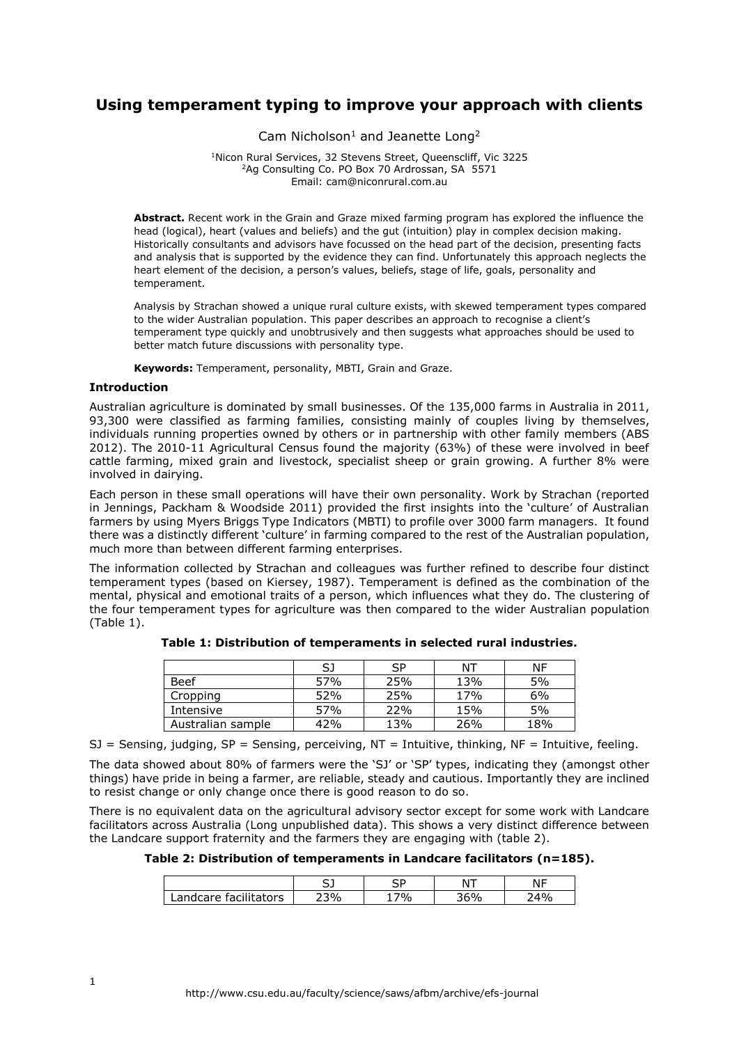# Using temperament typing to improve your approach with clients

Cam Nicholson[1] and Jeanette Long[2]

[1]Nicon Rural Services, 32 Stevens Street, Queenscliff, Vic 3225
[2]Ag Consulting Co. PO Box 70 Ardrossan, SA 5571
Email: cam@niconrural.com.au

**Abstract.** Recent work in the Grain and Graze mixed farming program has explored the influence the head (logical), heart (values and beliefs) and the gut (intuition) play in complex decision making. Historically consultants and advisors have focussed on the head part of the decision, presenting facts and analysis that is supported by the evidence they can find. Unfortunately this approach neglects the heart element of the decision, a person's values, beliefs, stage of life, goals, personality and temperament.

Analysis by Strachan showed a unique rural culture exists, with skewed temperament types compared to the wider Australian population. This paper describes an approach to recognise a client's temperament type quickly and unobtrusively and then suggests what approaches should be used to better match future discussions with personality type.

**Keywords:** Temperament, personality, MBTI, Grain and Graze.

### Introduction

Australian agriculture is dominated by small businesses. Of the 135,000 farms in Australia in 2011, 93,300 were classified as farming families, consisting mainly of couples living by themselves, individuals running properties owned by others or in partnership with other family members (ABS 2012). The 2010-11 Agricultural Census found the majority (63%) of these were involved in beef cattle farming, mixed grain and livestock, specialist sheep or grain growing. A further 8% were involved in dairying.

Each person in these small operations will have their own personality. Work by Strachan (reported in Jennings, Packham & Woodside 2011) provided the first insights into the 'culture' of Australian farmers by using Myers Briggs Type Indicators (MBTI) to profile over 3000 farm managers. It found there was a distinctly different 'culture' in farming compared to the rest of the Australian population, much more than between different farming enterprises.

The information collected by Strachan and colleagues was further refined to describe four distinct temperament types (based on Kiersey, 1987). Temperament is defined as the combination of the mental, physical and emotional traits of a person, which influences what they do. The clustering of the four temperament types for agriculture was then compared to the wider Australian population (Table 1).

**Table 1: Distribution of temperaments in selected rural industries.**

| | SJ | SP | NT | NF |
|---|---|---|---|---|
| Beef | 57% | 25% | 13% | 5% |
| Cropping | 52% | 25% | 17% | 6% |
| Intensive | 57% | 22% | 15% | 5% |
| Australian sample | 42% | 13% | 26% | 18% |

SJ = Sensing, judging, SP = Sensing, perceiving, NT = Intuitive, thinking, NF = Intuitive, feeling.

The data showed about 80% of farmers were the 'SJ' or 'SP' types, indicating they (amongst other things) have pride in being a farmer, are reliable, steady and cautious. Importantly they are inclined to resist change or only change once there is good reason to do so.

There is no equivalent data on the agricultural advisory sector except for some work with Landcare facilitators across Australia (Long unpublished data). This shows a very distinct difference between the Landcare support fraternity and the farmers they are engaging with (table 2).

**Table 2: Distribution of temperaments in Landcare facilitators (n=185).**

| | SJ | SP | NT | NF |
|---|---|---|---|---|
| Landcare facilitators | 23% | 17% | 36% | 24% |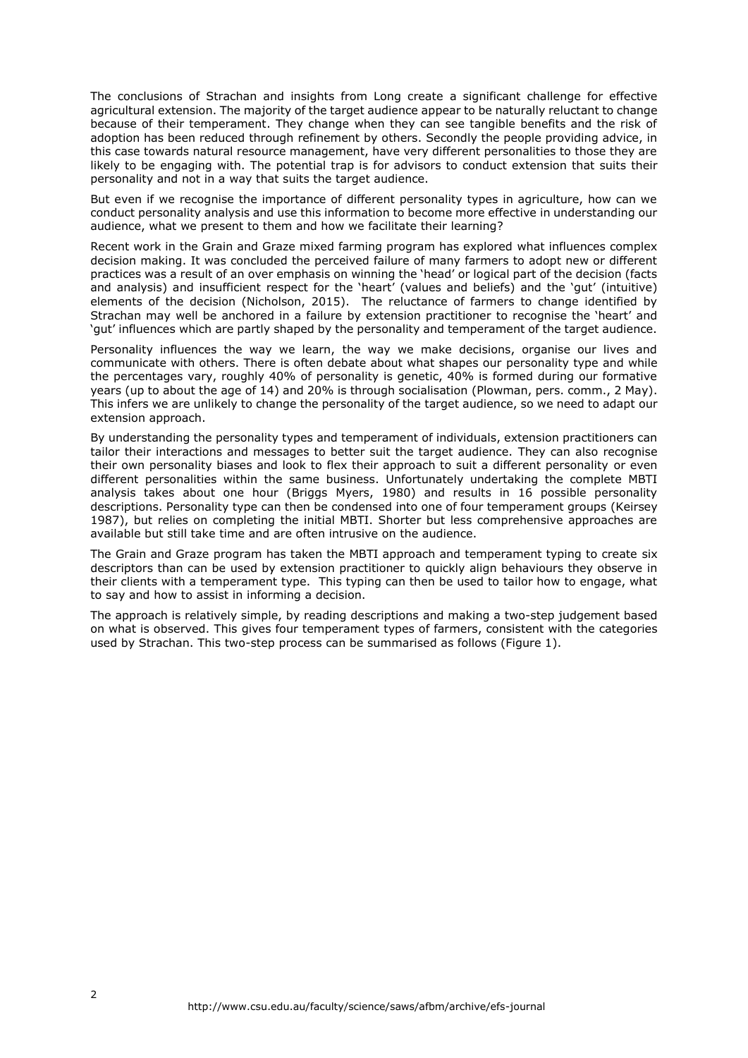The conclusions of Strachan and insights from Long create a significant challenge for effective agricultural extension. The majority of the target audience appear to be naturally reluctant to change because of their temperament. They change when they can see tangible benefits and the risk of adoption has been reduced through refinement by others. Secondly the people providing advice, in this case towards natural resource management, have very different personalities to those they are likely to be engaging with. The potential trap is for advisors to conduct extension that suits their personality and not in a way that suits the target audience.

But even if we recognise the importance of different personality types in agriculture, how can we conduct personality analysis and use this information to become more effective in understanding our audience, what we present to them and how we facilitate their learning?

Recent work in the Grain and Graze mixed farming program has explored what influences complex decision making. It was concluded the perceived failure of many farmers to adopt new or different practices was a result of an over emphasis on winning the 'head' or logical part of the decision (facts and analysis) and insufficient respect for the 'heart' (values and beliefs) and the 'gut' (intuitive) elements of the decision (Nicholson, 2015). The reluctance of farmers to change identified by Strachan may well be anchored in a failure by extension practitioner to recognise the 'heart' and 'gut' influences which are partly shaped by the personality and temperament of the target audience.

Personality influences the way we learn, the way we make decisions, organise our lives and communicate with others. There is often debate about what shapes our personality type and while the percentages vary, roughly 40% of personality is genetic, 40% is formed during our formative years (up to about the age of 14) and 20% is through socialisation (Plowman, pers. comm., 2 May). This infers we are unlikely to change the personality of the target audience, so we need to adapt our extension approach.

By understanding the personality types and temperament of individuals, extension practitioners can tailor their interactions and messages to better suit the target audience. They can also recognise their own personality biases and look to flex their approach to suit a different personality or even different personalities within the same business. Unfortunately undertaking the complete MBTI analysis takes about one hour (Briggs Myers, 1980) and results in 16 possible personality descriptions. Personality type can then be condensed into one of four temperament groups (Keirsey 1987), but relies on completing the initial MBTI. Shorter but less comprehensive approaches are available but still take time and are often intrusive on the audience.

The Grain and Graze program has taken the MBTI approach and temperament typing to create six descriptors than can be used by extension practitioner to quickly align behaviours they observe in their clients with a temperament type. This typing can then be used to tailor how to engage, what to say and how to assist in informing a decision.

The approach is relatively simple, by reading descriptions and making a two-step judgement based on what is observed. This gives four temperament types of farmers, consistent with the categories used by Strachan. This two-step process can be summarised as follows (Figure 1).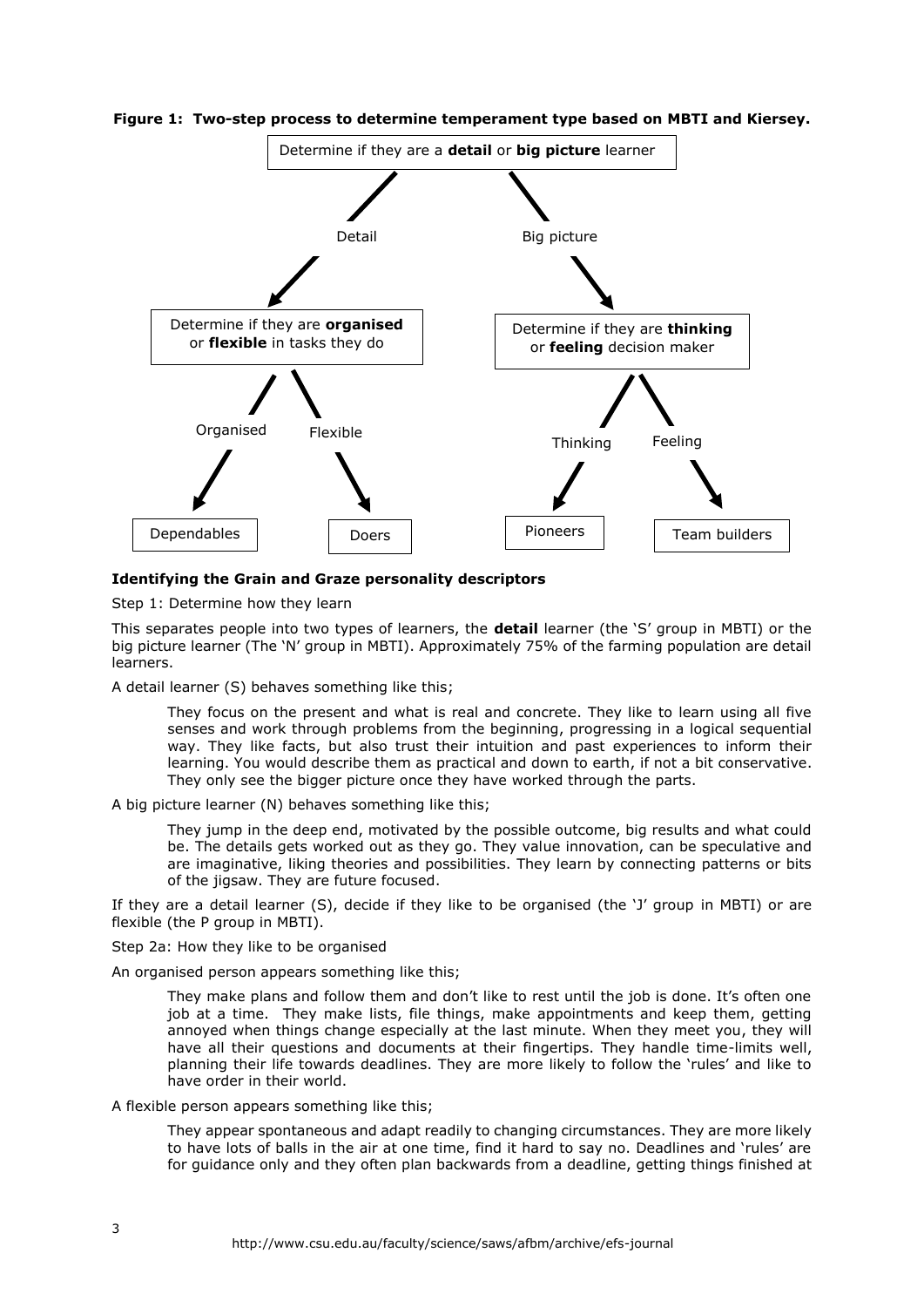**Figure 1: Two-step process to determine temperament type based on MBTI and Kiersey.**

- Determine if they are a **detail** or **big picture** learner
  - Detail → Determine if they are **organised** or **flexible** in tasks they do
    - Organised → Dependables
    - Flexible → Doers
  - Big picture → Determine if they are **thinking** or **feeling** decision maker
    - Thinking → Pioneers
    - Feeling → Team builders

**Identifying the Grain and Graze personality descriptors**

Step 1: Determine how they learn

This separates people into two types of learners, the **detail** learner (the 'S' group in MBTI) or the big picture learner (The 'N' group in MBTI). Approximately 75% of the farming population are detail learners.

A detail learner (S) behaves something like this;

> They focus on the present and what is real and concrete. They like to learn using all five senses and work through problems from the beginning, progressing in a logical sequential way. They like facts, but also trust their intuition and past experiences to inform their learning. You would describe them as practical and down to earth, if not a bit conservative. They only see the bigger picture once they have worked through the parts.

A big picture learner (N) behaves something like this;

> They jump in the deep end, motivated by the possible outcome, big results and what could be. The details gets worked out as they go. They value innovation, can be speculative and are imaginative, liking theories and possibilities. They learn by connecting patterns or bits of the jigsaw. They are future focused.

If they are a detail learner (S), decide if they like to be organised (the 'J' group in MBTI) or are flexible (the P group in MBTI).

Step 2a: How they like to be organised

An organised person appears something like this;

> They make plans and follow them and don't like to rest until the job is done. It's often one job at a time. They make lists, file things, make appointments and keep them, getting annoyed when things change especially at the last minute. When they meet you, they will have all their questions and documents at their fingertips. They handle time-limits well, planning their life towards deadlines. They are more likely to follow the 'rules' and like to have order in their world.

A flexible person appears something like this;

> They appear spontaneous and adapt readily to changing circumstances. They are more likely to have lots of balls in the air at one time, find it hard to say no. Deadlines and 'rules' are for guidance only and they often plan backwards from a deadline, getting things finished at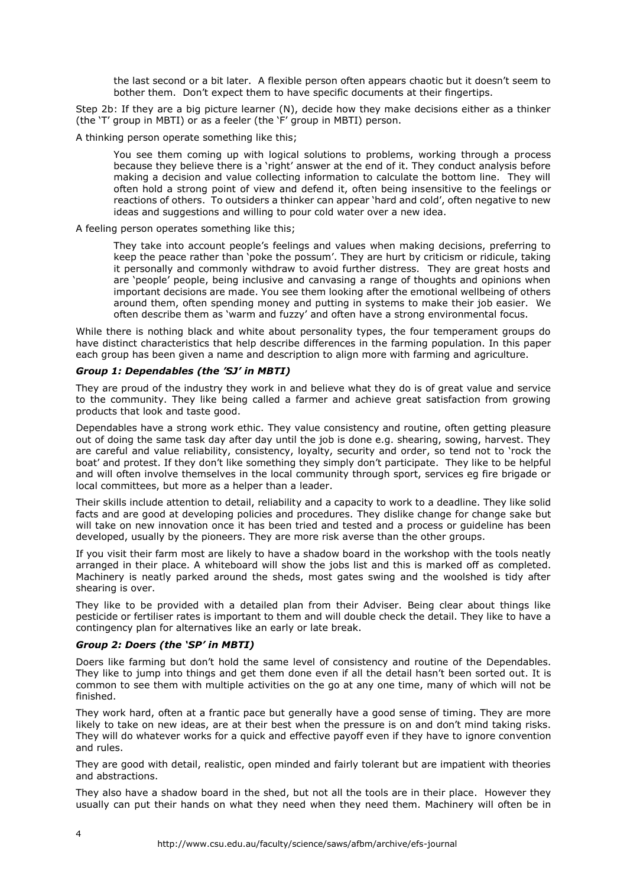the last second or a bit later. A flexible person often appears chaotic but it doesn't seem to bother them. Don't expect them to have specific documents at their fingertips.

Step 2b: If they are a big picture learner (N), decide how they make decisions either as a thinker (the 'T' group in MBTI) or as a feeler (the 'F' group in MBTI) person.

A thinking person operate something like this;

> You see them coming up with logical solutions to problems, working through a process because they believe there is a 'right' answer at the end of it. They conduct analysis before making a decision and value collecting information to calculate the bottom line. They will often hold a strong point of view and defend it, often being insensitive to the feelings or reactions of others. To outsiders a thinker can appear 'hard and cold', often negative to new ideas and suggestions and willing to pour cold water over a new idea.

A feeling person operates something like this;

> They take into account people's feelings and values when making decisions, preferring to keep the peace rather than 'poke the possum'. They are hurt by criticism or ridicule, taking it personally and commonly withdraw to avoid further distress. They are great hosts and are 'people' people, being inclusive and canvasing a range of thoughts and opinions when important decisions are made. You see them looking after the emotional wellbeing of others around them, often spending money and putting in systems to make their job easier. We often describe them as 'warm and fuzzy' and often have a strong environmental focus.

While there is nothing black and white about personality types, the four temperament groups do have distinct characteristics that help describe differences in the farming population. In this paper each group has been given a name and description to align more with farming and agriculture.

#### *Group 1: Dependables (the 'SJ' in MBTI)*

They are proud of the industry they work in and believe what they do is of great value and service to the community. They like being called a farmer and achieve great satisfaction from growing products that look and taste good.

Dependables have a strong work ethic. They value consistency and routine, often getting pleasure out of doing the same task day after day until the job is done e.g. shearing, sowing, harvest. They are careful and value reliability, consistency, loyalty, security and order, so tend not to 'rock the boat' and protest. If they don't like something they simply don't participate. They like to be helpful and will often involve themselves in the local community through sport, services eg fire brigade or local committees, but more as a helper than a leader.

Their skills include attention to detail, reliability and a capacity to work to a deadline. They like solid facts and are good at developing policies and procedures. They dislike change for change sake but will take on new innovation once it has been tried and tested and a process or guideline has been developed, usually by the pioneers. They are more risk averse than the other groups.

If you visit their farm most are likely to have a shadow board in the workshop with the tools neatly arranged in their place. A whiteboard will show the jobs list and this is marked off as completed. Machinery is neatly parked around the sheds, most gates swing and the woolshed is tidy after shearing is over.

They like to be provided with a detailed plan from their Adviser. Being clear about things like pesticide or fertiliser rates is important to them and will double check the detail. They like to have a contingency plan for alternatives like an early or late break.

#### *Group 2: Doers (the 'SP' in MBTI)*

Doers like farming but don't hold the same level of consistency and routine of the Dependables. They like to jump into things and get them done even if all the detail hasn't been sorted out. It is common to see them with multiple activities on the go at any one time, many of which will not be finished.

They work hard, often at a frantic pace but generally have a good sense of timing. They are more likely to take on new ideas, are at their best when the pressure is on and don't mind taking risks. They will do whatever works for a quick and effective payoff even if they have to ignore convention and rules.

They are good with detail, realistic, open minded and fairly tolerant but are impatient with theories and abstractions.

They also have a shadow board in the shed, but not all the tools are in their place. However they usually can put their hands on what they need when they need them. Machinery will often be in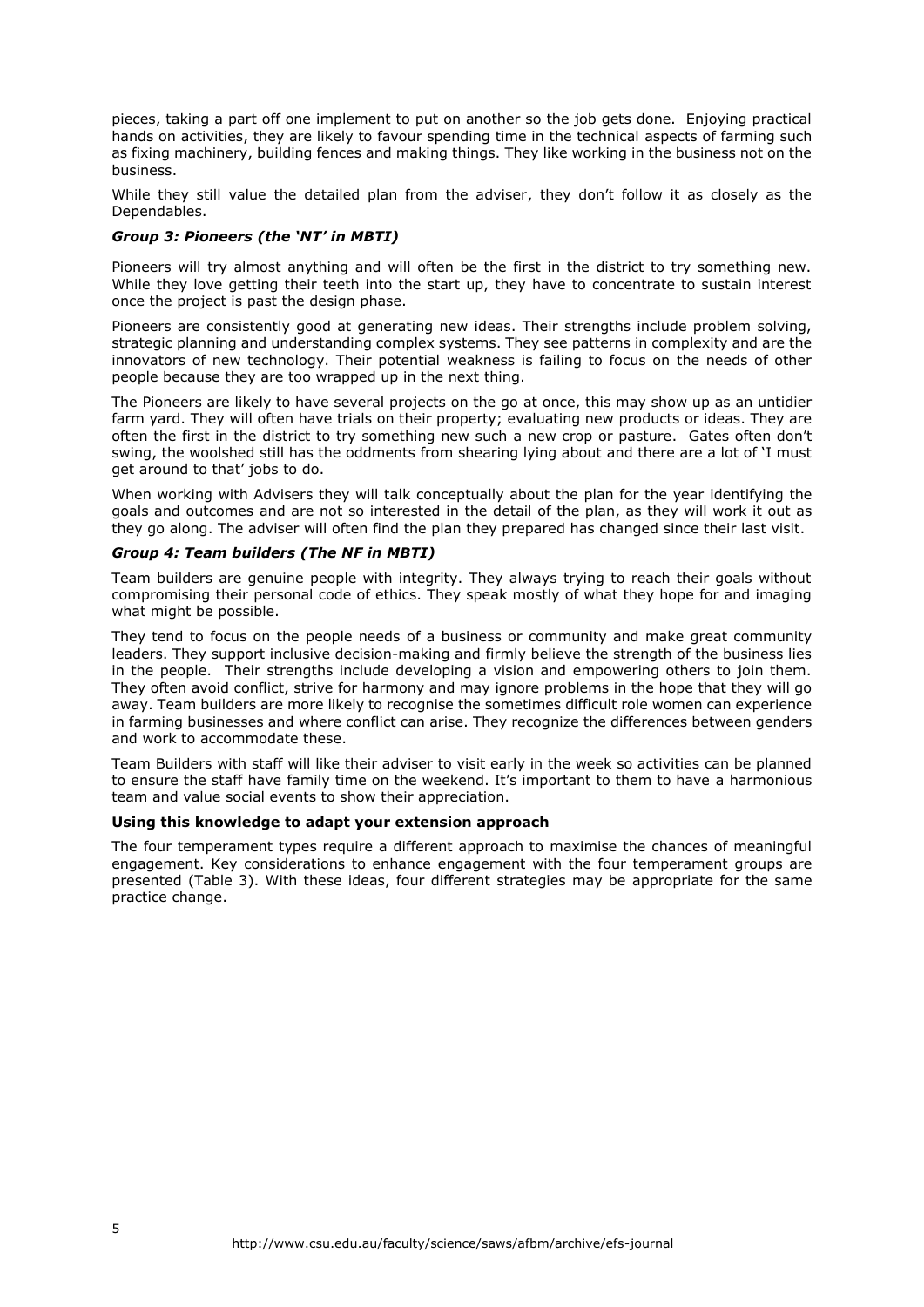pieces, taking a part off one implement to put on another so the job gets done. Enjoying practical hands on activities, they are likely to favour spending time in the technical aspects of farming such as fixing machinery, building fences and making things. They like working in the business not on the business.

While they still value the detailed plan from the adviser, they don't follow it as closely as the Dependables.

### *Group 3: Pioneers (the 'NT' in MBTI)*

Pioneers will try almost anything and will often be the first in the district to try something new. While they love getting their teeth into the start up, they have to concentrate to sustain interest once the project is past the design phase.

Pioneers are consistently good at generating new ideas. Their strengths include problem solving, strategic planning and understanding complex systems. They see patterns in complexity and are the innovators of new technology. Their potential weakness is failing to focus on the needs of other people because they are too wrapped up in the next thing.

The Pioneers are likely to have several projects on the go at once, this may show up as an untidier farm yard. They will often have trials on their property; evaluating new products or ideas. They are often the first in the district to try something new such a new crop or pasture. Gates often don't swing, the woolshed still has the oddments from shearing lying about and there are a lot of 'I must get around to that' jobs to do.

When working with Advisers they will talk conceptually about the plan for the year identifying the goals and outcomes and are not so interested in the detail of the plan, as they will work it out as they go along. The adviser will often find the plan they prepared has changed since their last visit.

### *Group 4: Team builders (The NF in MBTI)*

Team builders are genuine people with integrity. They always trying to reach their goals without compromising their personal code of ethics. They speak mostly of what they hope for and imaging what might be possible.

They tend to focus on the people needs of a business or community and make great community leaders. They support inclusive decision-making and firmly believe the strength of the business lies in the people. Their strengths include developing a vision and empowering others to join them. They often avoid conflict, strive for harmony and may ignore problems in the hope that they will go away. Team builders are more likely to recognise the sometimes difficult role women can experience in farming businesses and where conflict can arise. They recognize the differences between genders and work to accommodate these.

Team Builders with staff will like their adviser to visit early in the week so activities can be planned to ensure the staff have family time on the weekend. It's important to them to have a harmonious team and value social events to show their appreciation.

### **Using this knowledge to adapt your extension approach**

The four temperament types require a different approach to maximise the chances of meaningful engagement. Key considerations to enhance engagement with the four temperament groups are presented (Table 3). With these ideas, four different strategies may be appropriate for the same practice change.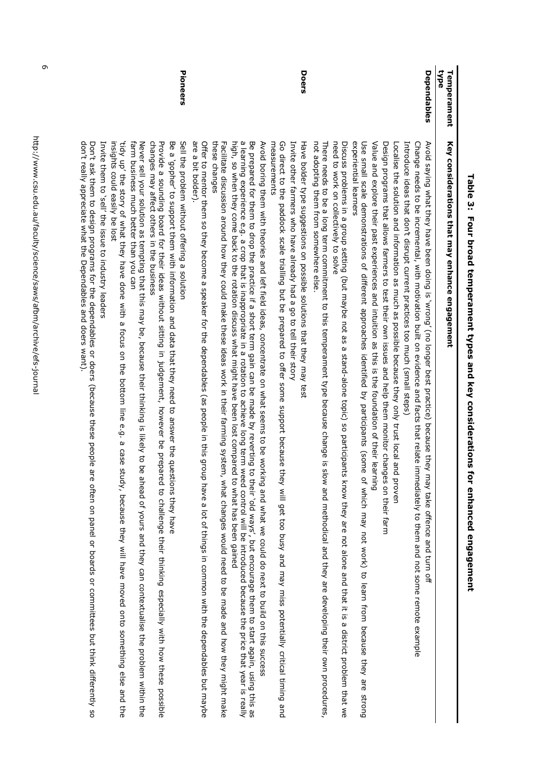**Table 3: Four broad temperament types and key considerations for enhanced engagement**

| Temperament type | Key considerations that may enhance engagement |
|---|---|
| **Dependables** | Avoid saying what they have been doing is 'wrong' (no longer best practice) because they may take offence and turn off<br>Change needs to be incremental, with motivation built on evidence and facts that relate immediately to them and not some remote example<br>Introduce ideas that don't disrupt current practices too much (small steps)<br>Localise the solution and information as much as possible because they only trust local and proven<br>Design programs that allows farmers to test their own issues and help them monitor changes on their farm<br>Value and explore their past experiences and intuition as this is the foundation of their learning<br>Use small scale demonstrations of different approaches identified by participants (some of which may not work) to learn from because they are strong experiential learners<br>Discuss problems in a group setting (but maybe not as a stand-alone topic) so participants know they are not alone and that it is a district problem that we need to work on collectively to solve<br>There needs to be a long term commitment to this temperament type because change is slow and methodical and they are developing their own procedures, not adopting them from somewhere else. |
| **Doers** | Have bolder type suggestions on possible solutions that they may test<br>Invite other farmers who have already had a go to tell their story<br>Go direct to the paddock scale trialling but be prepared to offer some support because they will get too busy and may miss potentially critical timing and measurements<br>Avoid boring them with theories and left field ideas, concentrate on what seems to be working and what we could do next to build on this success<br>Be prepared for them to drop the practice if a short term gain can be made by reverting to their 'old ways', but encourage them to start again, using this as a learning experience e.g. a crop that is inappropriate in a rotation to achieve long term weed control will be introduced because the price that year is really high, so when they come back to the rotation discuss what might have been lost compared to what has been gained<br>Facilitate discussion around how they could make these ideas work in their farming system, what changes would need to be made and how they might make these changes<br>Offer to mentor them so they become a speaker for the dependables (as people in this group have a lot of things in common with the dependables but maybe are a bit bolder). |
| **Pioneers** | Sell the problem without offering a solution<br>Be a 'gopher' to support them with information and data that they need to answer the questions they have<br>Provide a sounding board for their ideas without sitting in judgement, however be prepared to challenge their thinking especially with how these possible changes may affect others in the business<br>Never sell your solution as tempting that this may be, because their thinking is likely to be ahead of yours and they can contextualise the problem within the farm business much better than you can<br>'tidy up' the story of what they have done with a focus on the bottom line e.g. a case study, because they will have moved onto something else and the insights could easily be lost<br>Invite them to 'sell' the issue to industry leaders<br>Don't ask them to design programs for the dependables or doers (because these people are often on panel or boards or committees but think differently so don't really appreciate what the Dependables and doers want). |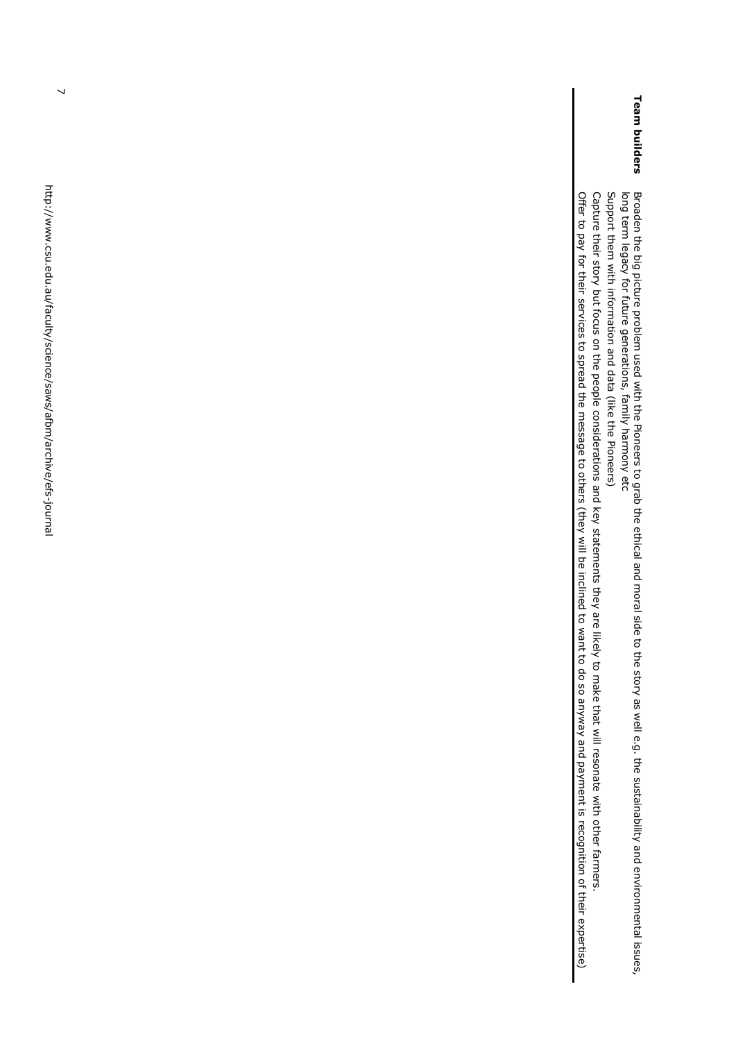| | |
|---|---|
| **Team builders** | Broaden the big picture problem used with the Pioneers to grab the ethical and moral side to the story as well e.g. the sustainability and environmental issues, long term legacy for future generations, family harmony etc<br>Support them with information and data (like the Pioneers)<br>Capture their story but focus on the people considerations and key statements they are likely to make that will resonate with other farmers.<br>Offer to pay for their services to spread the message to others (they will be inclined to want to do so anyway and payment is recognition of their expertise) |

http://www.csu.edu.au/faculty/science/saws/afbm/archive/efs-journal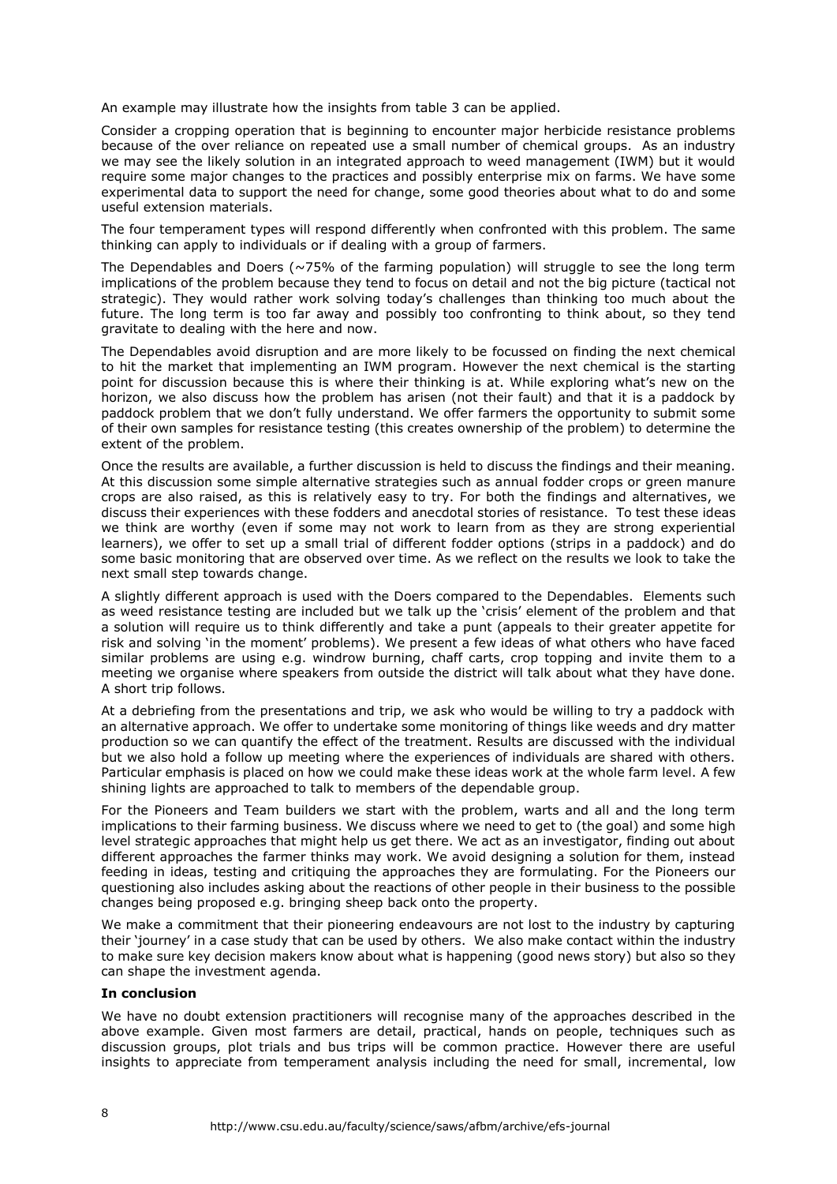An example may illustrate how the insights from table 3 can be applied.

Consider a cropping operation that is beginning to encounter major herbicide resistance problems because of the over reliance on repeated use a small number of chemical groups. As an industry we may see the likely solution in an integrated approach to weed management (IWM) but it would require some major changes to the practices and possibly enterprise mix on farms. We have some experimental data to support the need for change, some good theories about what to do and some useful extension materials.

The four temperament types will respond differently when confronted with this problem. The same thinking can apply to individuals or if dealing with a group of farmers.

The Dependables and Doers (~75% of the farming population) will struggle to see the long term implications of the problem because they tend to focus on detail and not the big picture (tactical not strategic). They would rather work solving today's challenges than thinking too much about the future. The long term is too far away and possibly too confronting to think about, so they tend gravitate to dealing with the here and now.

The Dependables avoid disruption and are more likely to be focussed on finding the next chemical to hit the market that implementing an IWM program. However the next chemical is the starting point for discussion because this is where their thinking is at. While exploring what's new on the horizon, we also discuss how the problem has arisen (not their fault) and that it is a paddock by paddock problem that we don't fully understand. We offer farmers the opportunity to submit some of their own samples for resistance testing (this creates ownership of the problem) to determine the extent of the problem.

Once the results are available, a further discussion is held to discuss the findings and their meaning. At this discussion some simple alternative strategies such as annual fodder crops or green manure crops are also raised, as this is relatively easy to try. For both the findings and alternatives, we discuss their experiences with these fodders and anecdotal stories of resistance. To test these ideas we think are worthy (even if some may not work to learn from as they are strong experiential learners), we offer to set up a small trial of different fodder options (strips in a paddock) and do some basic monitoring that are observed over time. As we reflect on the results we look to take the next small step towards change.

A slightly different approach is used with the Doers compared to the Dependables. Elements such as weed resistance testing are included but we talk up the 'crisis' element of the problem and that a solution will require us to think differently and take a punt (appeals to their greater appetite for risk and solving 'in the moment' problems). We present a few ideas of what others who have faced similar problems are using e.g. windrow burning, chaff carts, crop topping and invite them to a meeting we organise where speakers from outside the district will talk about what they have done. A short trip follows.

At a debriefing from the presentations and trip, we ask who would be willing to try a paddock with an alternative approach. We offer to undertake some monitoring of things like weeds and dry matter production so we can quantify the effect of the treatment. Results are discussed with the individual but we also hold a follow up meeting where the experiences of individuals are shared with others. Particular emphasis is placed on how we could make these ideas work at the whole farm level. A few shining lights are approached to talk to members of the dependable group.

For the Pioneers and Team builders we start with the problem, warts and all and the long term implications to their farming business. We discuss where we need to get to (the goal) and some high level strategic approaches that might help us get there. We act as an investigator, finding out about different approaches the farmer thinks may work. We avoid designing a solution for them, instead feeding in ideas, testing and critiquing the approaches they are formulating. For the Pioneers our questioning also includes asking about the reactions of other people in their business to the possible changes being proposed e.g. bringing sheep back onto the property.

We make a commitment that their pioneering endeavours are not lost to the industry by capturing their 'journey' in a case study that can be used by others. We also make contact within the industry to make sure key decision makers know about what is happening (good news story) but also so they can shape the investment agenda.

**In conclusion**

We have no doubt extension practitioners will recognise many of the approaches described in the above example. Given most farmers are detail, practical, hands on people, techniques such as discussion groups, plot trials and bus trips will be common practice. However there are useful insights to appreciate from temperament analysis including the need for small, incremental, low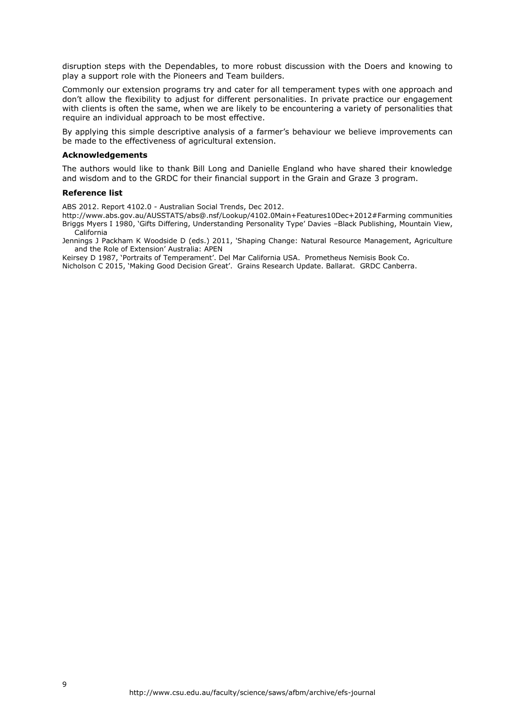disruption steps with the Dependables, to more robust discussion with the Doers and knowing to play a support role with the Pioneers and Team builders.

Commonly our extension programs try and cater for all temperament types with one approach and don't allow the flexibility to adjust for different personalities. In private practice our engagement with clients is often the same, when we are likely to be encountering a variety of personalities that require an individual approach to be most effective.

By applying this simple descriptive analysis of a farmer's behaviour we believe improvements can be made to the effectiveness of agricultural extension.

**Acknowledgements**

The authors would like to thank Bill Long and Danielle England who have shared their knowledge and wisdom and to the GRDC for their financial support in the Grain and Graze 3 program.

**Reference list**

ABS 2012. Report 4102.0 - Australian Social Trends, Dec 2012.

http://www.abs.gov.au/AUSSTATS/abs@.nsf/Lookup/4102.0Main+Features10Dec+2012#Farming communities

Briggs Myers I 1980, 'Gifts Differing, Understanding Personality Type' Davies –Black Publishing, Mountain View, California

Jennings J Packham K Woodside D (eds.) 2011, 'Shaping Change: Natural Resource Management, Agriculture and the Role of Extension' Australia: APEN

Keirsey D 1987, 'Portraits of Temperament'. Del Mar California USA. Prometheus Nemisis Book Co.

Nicholson C 2015, 'Making Good Decision Great'. Grains Research Update. Ballarat. GRDC Canberra.